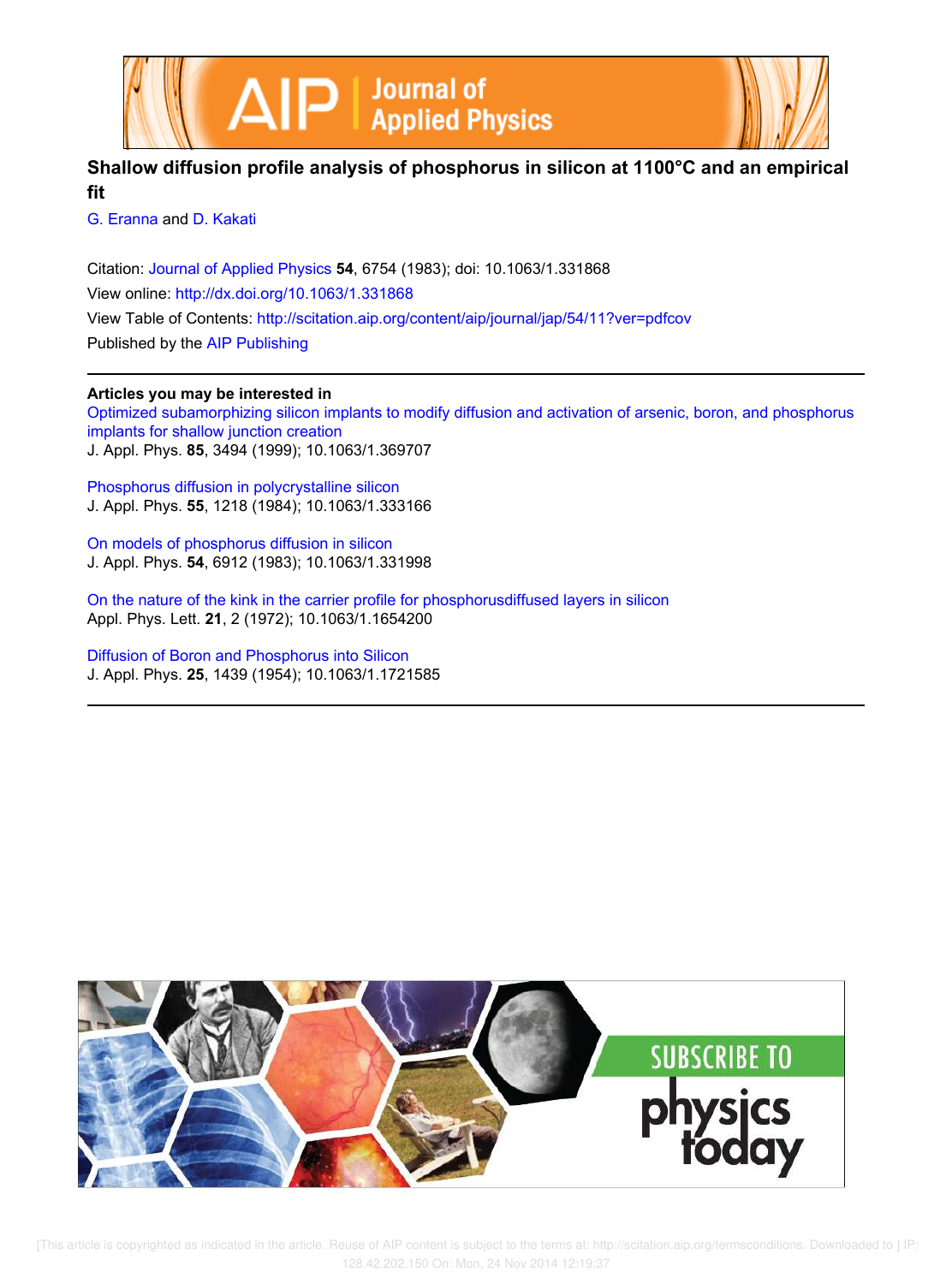# Shallow diffusion profile analysis of phosphorus in silicon at 1100°C and an empirical fit

G. Eranna and D. Kakati

Citation: Journal of Applied Physics **54**, 6754 (1983); doi: 10.1063/1.331868

View online: http://dx.doi.org/10.1063/1.331868

View Table of Contents: http://scitation.aip.org/content/aip/journal/jap/54/11?ver=pdfcov

Published by the AIP Publishing

## Articles you may be interested in

Optimized subamorphizing silicon implants to modify diffusion and activation of arsenic, boron, and phosphorus implants for shallow junction creation
J. Appl. Phys. **85**, 3494 (1999); 10.1063/1.369707

Phosphorus diffusion in polycrystalline silicon
J. Appl. Phys. **55**, 1218 (1984); 10.1063/1.333166

On models of phosphorus diffusion in silicon
J. Appl. Phys. **54**, 6912 (1983); 10.1063/1.331998

On the nature of the kink in the carrier profile for phosphorusdiffused layers in silicon
Appl. Phys. Lett. **21**, 2 (1972); 10.1063/1.1654200

Diffusion of Boron and Phosphorus into Silicon
J. Appl. Phys. **25**, 1439 (1954); 10.1063/1.1721585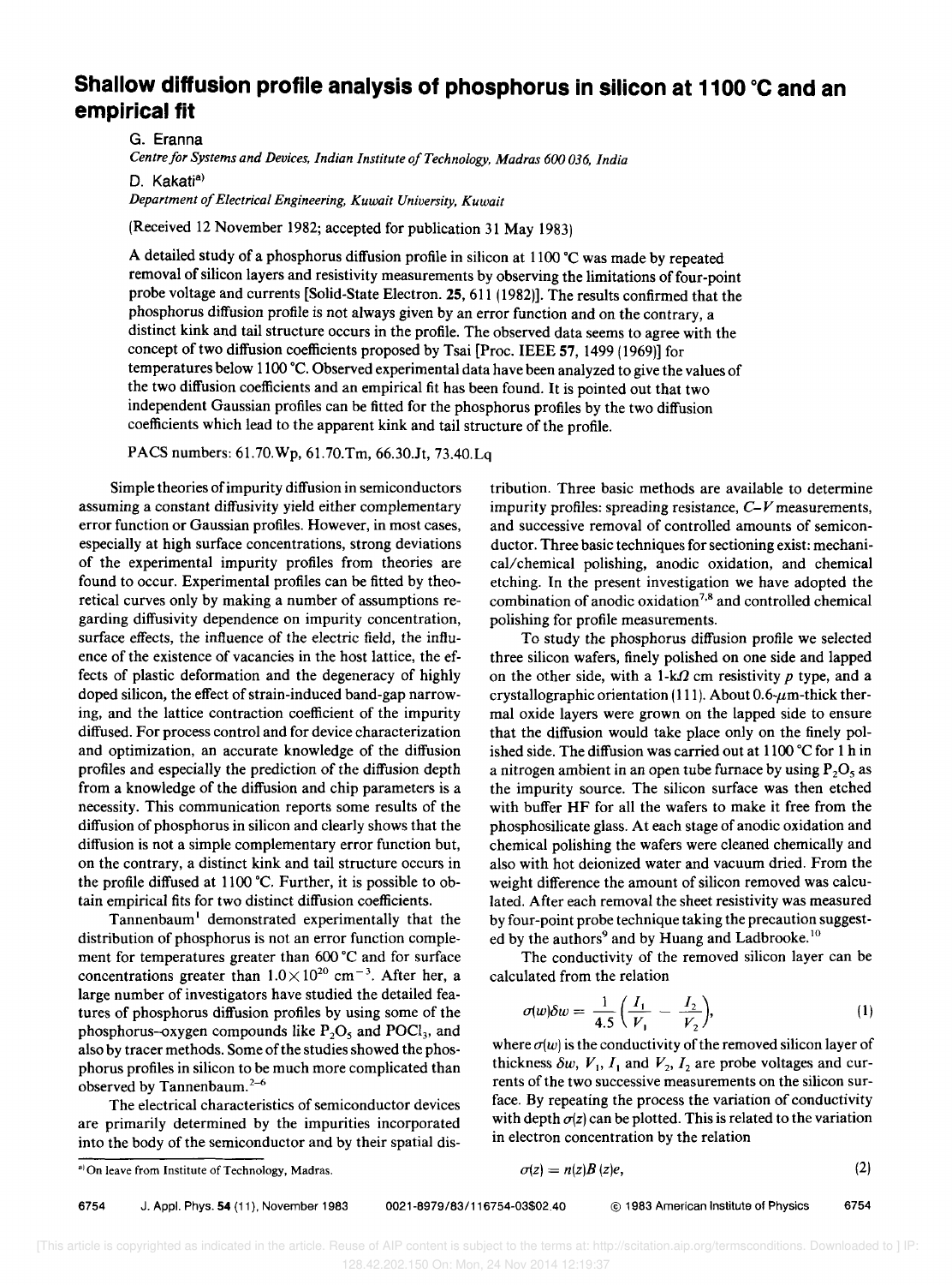# Shallow diffusion profile analysis of phosphorus in silicon at 1100 °C and an empirical fit

G. Eranna

*Centre for Systems and Devices, Indian Institute of Technology, Madras 600 036, India*

D. Kakati[a)]

*Department of Electrical Engineering, Kuwait University, Kuwait*

(Received 12 November 1982; accepted for publication 31 May 1983)

A detailed study of a phosphorus diffusion profile in silicon at 1100 °C was made by repeated removal of silicon layers and resistivity measurements by observing the limitations of four-point probe voltage and currents [Solid-State Electron. **25**, 611 (1982)]. The results confirmed that the phosphorus diffusion profile is not always given by an error function and on the contrary, a distinct kink and tail structure occurs in the profile. The observed data seems to agree with the concept of two diffusion coefficients proposed by Tsai [Proc. IEEE **57**, 1499 (1969)] for temperatures below 1100 °C. Observed experimental data have been analyzed to give the values of the two diffusion coefficients and an empirical fit has been found. It is pointed out that two independent Gaussian profiles can be fitted for the phosphorus profiles by the two diffusion coefficients which lead to the apparent kink and tail structure of the profile.

PACS numbers: 61.70.Wp, 61.70.Tm, 66.30.Jt, 73.40.Lq

Simple theories of impurity diffusion in semiconductors assuming a constant diffusivity yield either complementary error function or Gaussian profiles. However, in most cases, especially at high surface concentrations, strong deviations of the experimental impurity profiles from theories are found to occur. Experimental profiles can be fitted by theoretical curves only by making a number of assumptions regarding diffusivity dependence on impurity concentration, surface effects, the influence of the electric field, the influence of the existence of vacancies in the host lattice, the effects of plastic deformation and the degeneracy of highly doped silicon, the effect of strain-induced band-gap narrowing, and the lattice contraction coefficient of the impurity diffused. For process control and for device characterization and optimization, an accurate knowledge of the diffusion profiles and especially the prediction of the diffusion depth from a knowledge of the diffusion and chip parameters is a necessity. This communication reports some results of the diffusion of phosphorus in silicon and clearly shows that the diffusion is not a simple complementary error function but, on the contrary, a distinct kink and tail structure occurs in the profile diffused at 1100 °C. Further, it is possible to obtain empirical fits for two distinct diffusion coefficients.

Tannenbaum[1] demonstrated experimentally that the distribution of phosphorus is not an error function complement for temperatures greater than 600 °C and for surface concentrations greater than $1.0 \times 10^{20}$ cm$^{-3}$. After her, a large number of investigators have studied the detailed features of phosphorus diffusion profiles by using some of the phosphorus–oxygen compounds like $P_2O_5$ and $POCl_3$, and also by tracer methods. Some of the studies showed the phosphorus profiles in silicon to be much more complicated than observed by Tannenbaum.[2–6]

The electrical characteristics of semiconductor devices are primarily determined by the impurities incorporated into the body of the semiconductor and by their spatial distribution. Three basic methods are available to determine impurity profiles: spreading resistance, $C$–$V$ measurements, and successive removal of controlled amounts of semiconductor. Three basic techniques for sectioning exist: mechanical/chemical polishing, anodic oxidation, and chemical etching. In the present investigation we have adopted the combination of anodic oxidation[7,8] and controlled chemical polishing for profile measurements.

To study the phosphorus diffusion profile we selected three silicon wafers, finely polished on one side and lapped on the other side, with a 1-k$\Omega$ cm resistivity $p$ type, and a crystallographic orientation (111). About 0.6-$\mu$m-thick thermal oxide layers were grown on the lapped side to ensure that the diffusion would take place only on the finely polished side. The diffusion was carried out at 1100 °C for 1 h in a nitrogen ambient in an open tube furnace by using $P_2O_5$ as the impurity source. The silicon surface was then etched with buffer HF for all the wafers to make it free from the phosphosilicate glass. At each stage of anodic oxidation and chemical polishing the wafers were cleaned chemically and also with hot deionized water and vacuum dried. From the weight difference the amount of silicon removed was calculated. After each removal the sheet resistivity was measured by four-point probe technique taking the precaution suggested by the authors[9] and by Huang and Ladbrooke.[10]

The conductivity of the removed silicon layer can be calculated from the relation

$$\sigma(w)\delta w = \frac{1}{4.5}\left(\frac{I_1}{V_1} - \frac{I_2}{V_2}\right), \tag{1}$$

where $\sigma(w)$ is the conductivity of the removed silicon layer of thickness $\delta w$, $V_1$, $I_1$ and $V_2$, $I_2$ are probe voltages and currents of the two successive measurements on the silicon surface. By repeating the process the variation of conductivity with depth $\sigma(z)$ can be plotted. This is related to the variation in electron concentration by the relation

$$\sigma(z) = n(z)B(z)e, \tag{2}$$

[a)] On leave from Institute of Technology, Madras.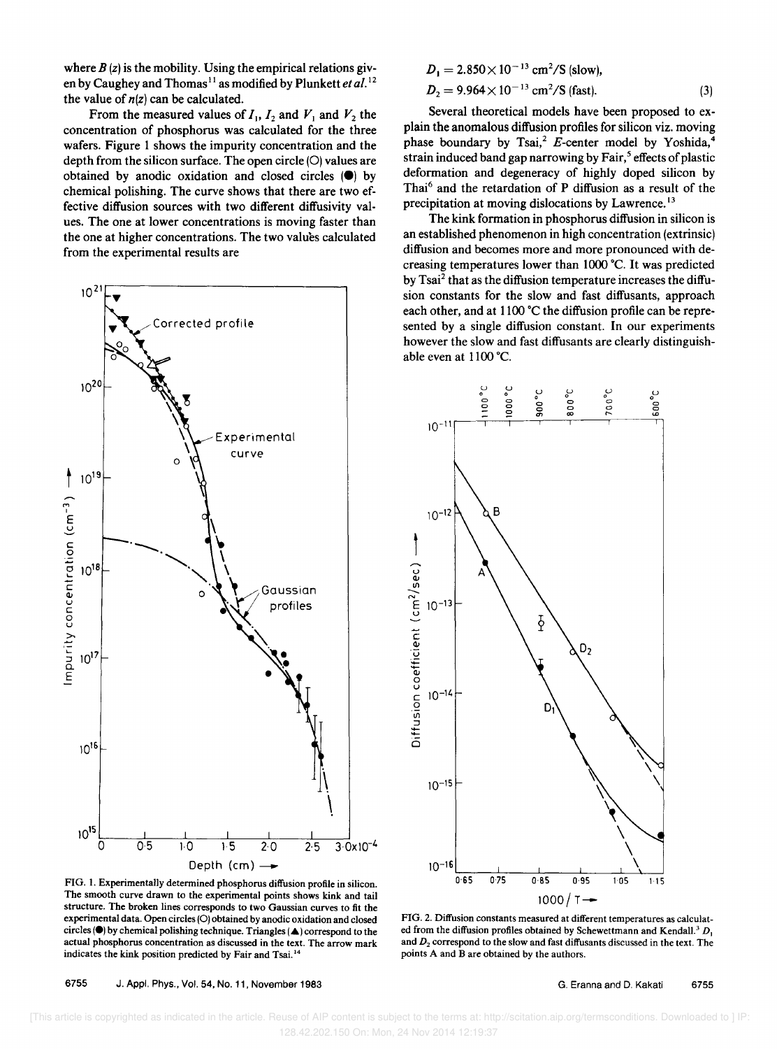where $B(z)$ is the mobility. Using the empirical relations given by Caughey and Thomas[11] as modified by Plunkett *et al.*[12] the value of $n(z)$ can be calculated.

From the measured values of $I_1$, $I_2$ and $V_1$ and $V_2$ the concentration of phosphorus was calculated for the three wafers. Figure 1 shows the impurity concentration and the depth from the silicon surface. The open circle (O) values are obtained by anodic oxidation and closed circles (●) by chemical polishing. The curve shows that there are two effective diffusion sources with two different diffusivity values. The one at lower concentrations is moving faster than the one at higher concentrations. The two values calculated from the experimental results are

FIG. 1. Experimentally determined phosphorus diffusion profile in silicon. The smooth curve drawn to the experimental points shows kink and tail structure. The broken lines corresponds to two Gaussian curves to fit the experimental data. Open circles (O) obtained by anodic oxidation and closed circles (●) by chemical polishing technique. Triangles (▲) correspond to the actual phosphorus concentration as discussed in the text. The arrow mark indicates the kink position predicted by Fair and Tsai.[14]

$$D_1 = 2.850 \times 10^{-13}\ \text{cm}^2/\text{S (slow)},$$
$$D_2 = 9.964 \times 10^{-13}\ \text{cm}^2/\text{S (fast)}. \quad (3)$$

Several theoretical models have been proposed to explain the anomalous diffusion profiles for silicon viz. moving phase boundary by Tsai,[2] *E*-center model by Yoshida,[4] strain induced band gap narrowing by Fair,[5] effects of plastic deformation and degeneracy of highly doped silicon by Thai[6] and the retardation of P diffusion as a result of the precipitation at moving dislocations by Lawrence.[13]

The kink formation in phosphorus diffusion in silicon is an established phenomenon in high concentration (extrinsic) diffusion and becomes more and more pronounced with decreasing temperatures lower than 1000 °C. It was predicted by Tsai[2] that as the diffusion temperature increases the diffusion constants for the slow and fast diffusants, approach each other, and at 1100 °C the diffusion profile can be represented by a single diffusion constant. In our experiments however the slow and fast diffusants are clearly distinguishable even at 1100 °C.

FIG. 2. Diffusion constants measured at different temperatures as calculated from the diffusion profiles obtained by Schewettmann and Kendall.[3] $D_1$ and $D_2$ correspond to the slow and fast diffusants discussed in the text. The points A and B are obtained by the authors.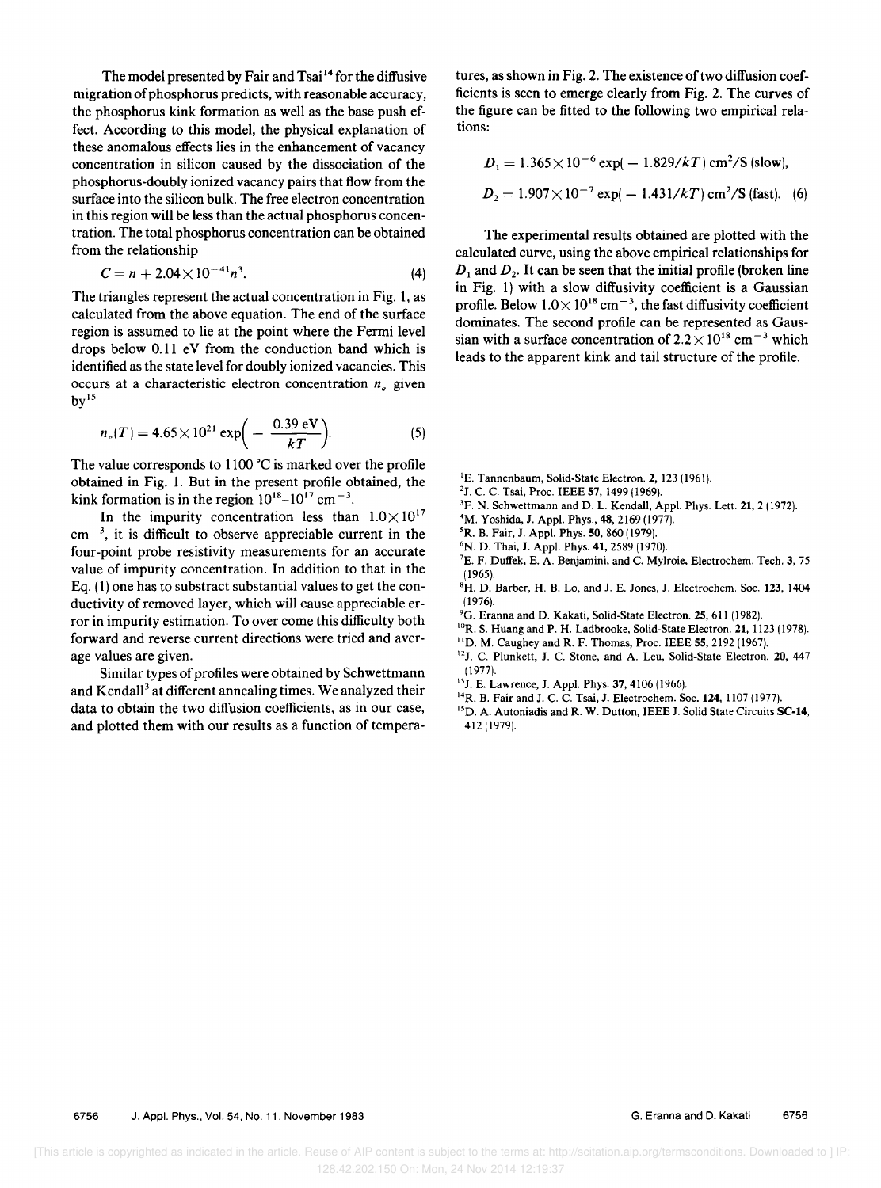The model presented by Fair and Tsai[14] for the diffusive migration of phosphorus predicts, with reasonable accuracy, the phosphorus kink formation as well as the base push effect. According to this model, the physical explanation of these anomalous effects lies in the enhancement of vacancy concentration in silicon caused by the dissociation of the phosphorus-doubly ionized vacancy pairs that flow from the surface into the silicon bulk. The free electron concentration in this region will be less than the actual phosphorus concentration. The total phosphorus concentration can be obtained from the relationship

$$C = n + 2.04\times 10^{-41} n^3. \tag{4}$$

The triangles represent the actual concentration in Fig. 1, as calculated from the above equation. The end of the surface region is assumed to lie at the point where the Fermi level drops below 0.11 eV from the conduction band which is identified as the state level for doubly ionized vacancies. This occurs at a characteristic electron concentration $n_e$ given by[15]

$$n_e(T) = 4.65\times 10^{21} \exp\left(-\frac{0.39\ \text{eV}}{kT}\right). \tag{5}$$

The value corresponds to 1100 °C is marked over the profile obtained in Fig. 1. But in the present profile obtained, the kink formation is in the region $10^{18}$–$10^{17}$ cm$^{-3}$.

In the impurity concentration less than $1.0\times 10^{17}$ cm$^{-3}$, it is difficult to observe appreciable current in the four-point probe resistivity measurements for an accurate value of impurity concentration. In addition to that in the Eq. (1) one has to substract substantial values to get the conductivity of removed layer, which will cause appreciable error in impurity estimation. To over come this difficulty both forward and reverse current directions were tried and average values are given.

Similar types of profiles were obtained by Schwettmann and Kendall[3] at different annealing times. We analyzed their data to obtain the two diffusion coefficients, as in our case, and plotted them with our results as a function of temperatures, as shown in Fig. 2. The existence of two diffusion coefficients is seen to emerge clearly from Fig. 2. The curves of the figure can be fitted to the following two empirical relations:

$$D_1 = 1.365\times 10^{-6} \exp(-1.829/kT)\ \text{cm}^2/\text{S (slow)},$$

$$D_2 = 1.907\times 10^{-7} \exp(-1.431/kT)\ \text{cm}^2/\text{S (fast)}. \tag{6}$$

The experimental results obtained are plotted with the calculated curve, using the above empirical relationships for $D_1$ and $D_2$. It can be seen that the initial profile (broken line in Fig. 1) with a slow diffusivity coefficient is a Gaussian profile. Below $1.0\times 10^{18}$ cm$^{-3}$, the fast diffusivity coefficient dominates. The second profile can be represented as Gaussian with a surface concentration of $2.2\times 10^{18}$ cm$^{-3}$ which leads to the apparent kink and tail structure of the profile.

[1] E. Tannenbaum, Solid-State Electron. **2**, 123 (1961).
[2] J. C. C. Tsai, Proc. IEEE **57**, 1499 (1969).
[3] F. N. Schwettmann and D. L. Kendall, Appl. Phys. Lett. **21**, 2 (1972).
[4] M. Yoshida, J. Appl. Phys., **48**, 2169 (1977).
[5] R. B. Fair, J. Appl. Phys. **50**, 860 (1979).
[6] N. D. Thai, J. Appl. Phys. **41**, 2589 (1970).
[7] E. F. Duffek, E. A. Benjamini, and C. Mylroie, Electrochem. Tech. **3**, 75 (1965).
[8] H. D. Barber, H. B. Lo, and J. E. Jones, J. Electrochem. Soc. **123**, 1404 (1976).
[9] G. Eranna and D. Kakati, Solid-State Electron. **25**, 611 (1982).
[10] R. S. Huang and P. H. Ladbrooke, Solid-State Electron. **21**, 1123 (1978).
[11] D. M. Caughey and R. F. Thomas, Proc. IEEE **55**, 2192 (1967).
[12] J. C. Plunkett, J. C. Stone, and A. Leu, Solid-State Electron. **20**, 447 (1977).
[13] J. E. Lawrence, J. Appl. Phys. **37**, 4106 (1966).
[14] R. B. Fair and J. C. C. Tsai, J. Electrochem. Soc. **124**, 1107 (1977).
[15] D. A. Autoniadis and R. W. Dutton, IEEE J. Solid State Circuits **SC-14**, 412 (1979).